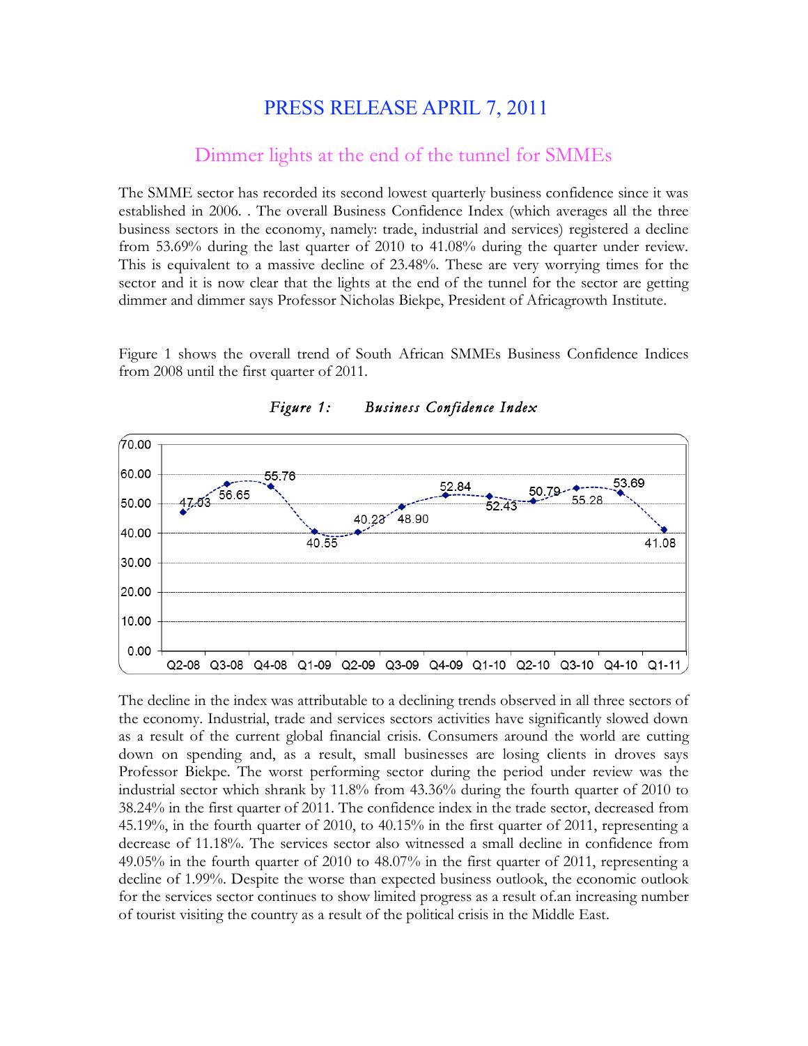# PRESS RELEASE APRIL 7, 2011

## Dimmer lights at the end of the tunnel for SMMEs

The SMME sector has recorded its second lowest quarterly business confidence since it was established in 2006. . The overall Business Confidence Index (which averages all the three business sectors in the economy, namely: trade, industrial and services) registered a decline from 53.69% during the last quarter of 2010 to 41.08% during the quarter under review. This is equivalent to a massive decline of 23.48%. These are very worrying times for the sector and it is now clear that the lights at the end of the tunnel for the sector are getting dimmer and dimmer says Professor Nicholas Biekpe, President of Africagrowth Institute.

Figure 1 shows the overall trend of South African SMMEs Business Confidence Indices from 2008 until the first quarter of 2011.

*Figure 1: Business Confidence Index*

| Q2-08 | Q3-08 | Q4-08 | Q1-09 | Q2-09 | Q3-09 | Q4-09 | Q1-10 | Q2-10 | Q3-10 | Q4-10 | Q1-11 |
|---|---|---|---|---|---|---|---|---|---|---|---|
| 47.03 | 56.65 | 55.76 | 40.55 | 40.23 | 48.90 | 52.84 | 52.43 | 50.79 | 55.28 | 53.69 | 41.08 |

The decline in the index was attributable to a declining trends observed in all three sectors of the economy. Industrial, trade and services sectors activities have significantly slowed down as a result of the current global financial crisis. Consumers around the world are cutting down on spending and, as a result, small businesses are losing clients in droves says Professor Biekpe. The worst performing sector during the period under review was the industrial sector which shrank by 11.8% from 43.36% during the fourth quarter of 2010 to 38.24% in the first quarter of 2011. The confidence index in the trade sector, decreased from 45.19%, in the fourth quarter of 2010, to 40.15% in the first quarter of 2011, representing a decrease of 11.18%. The services sector also witnessed a small decline in confidence from 49.05% in the fourth quarter of 2010 to 48.07% in the first quarter of 2011, representing a decline of 1.99%. Despite the worse than expected business outlook, the economic outlook for the services sector continues to show limited progress as a result of.an increasing number of tourist visiting the country as a result of the political crisis in the Middle East.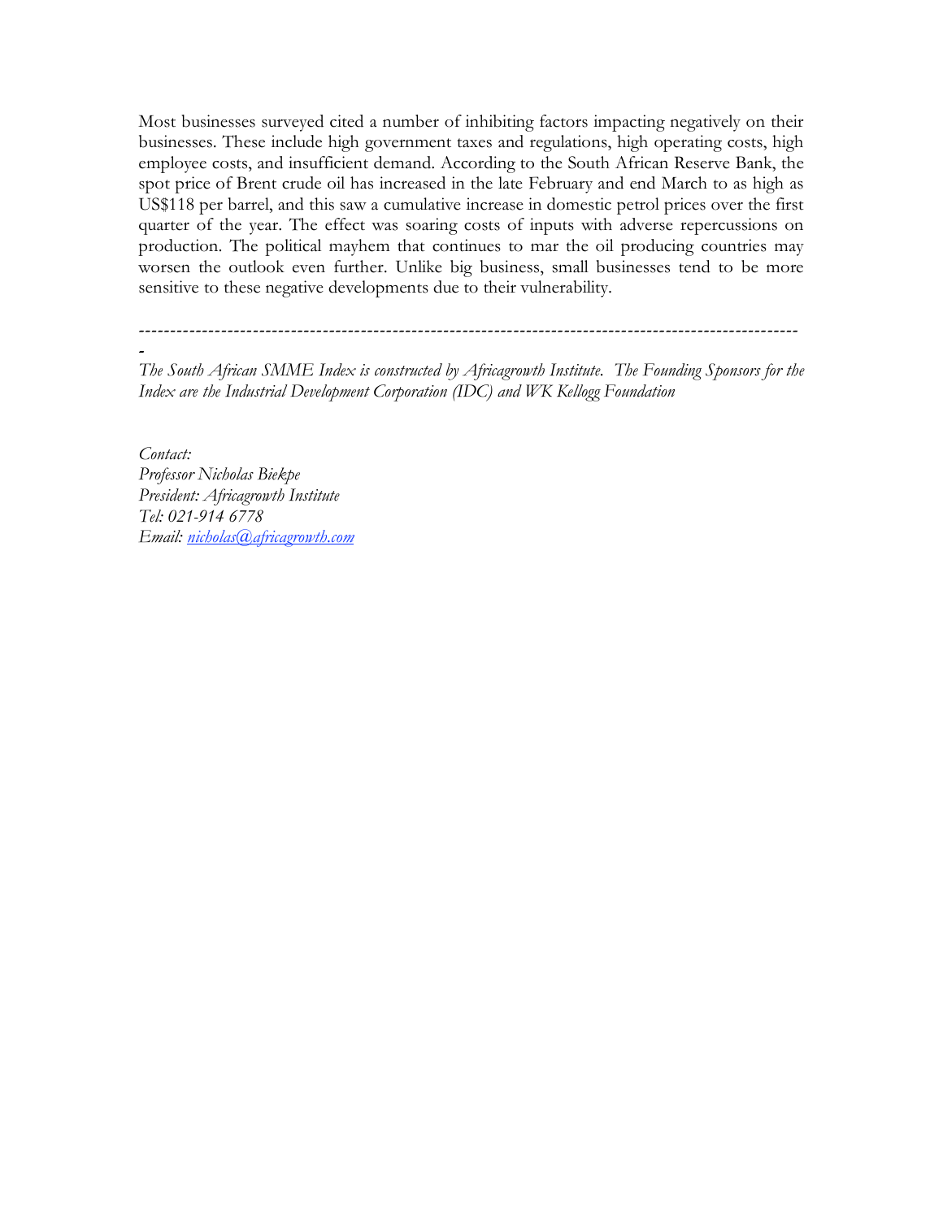Most businesses surveyed cited a number of inhibiting factors impacting negatively on their businesses. These include high government taxes and regulations, high operating costs, high employee costs, and insufficient demand. According to the South African Reserve Bank, the spot price of Brent crude oil has increased in the late February and end March to as high as US$118 per barrel, and this saw a cumulative increase in domestic petrol prices over the first quarter of the year. The effect was soaring costs of inputs with adverse repercussions on production. The political mayhem that continues to mar the oil producing countries may worsen the outlook even further. Unlike big business, small businesses tend to be more sensitive to these negative developments due to their vulnerability.

---

*The South African SMME Index is constructed by Africagrowth Institute. The Founding Sponsors for the Index are the Industrial Development Corporation (IDC) and WK Kellogg Foundation*

*Contact:*
*Professor Nicholas Biekpe*
*President: Africagrowth Institute*
*Tel: 021-914 6778*
*Email: nicholas@africagrowth.com*